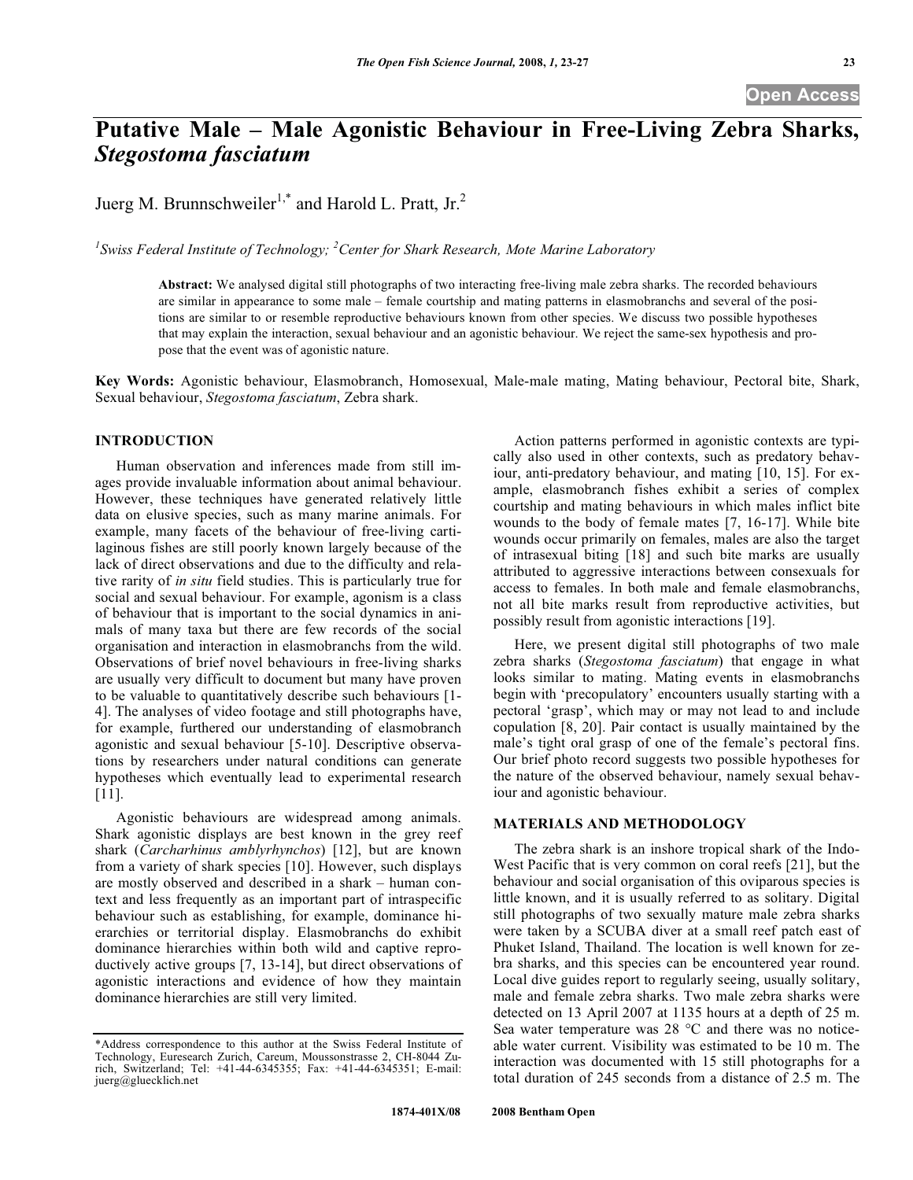# Putative Male – Male Agonistic Behaviour in Free-Living Zebra Sharks, *Stegostoma fasciatum*

Juerg M. Brunnschweiler[1,*] and Harold L. Pratt, Jr.[2]

[1]*Swiss Federal Institute of Technology;* [2]*Center for Shark Research, Mote Marine Laboratory*

**Abstract:** We analysed digital still photographs of two interacting free-living male zebra sharks. The recorded behaviours are similar in appearance to some male – female courtship and mating patterns in elasmobranchs and several of the positions are similar to or resemble reproductive behaviours known from other species. We discuss two possible hypotheses that may explain the interaction, sexual behaviour and an agonistic behaviour. We reject the same-sex hypothesis and propose that the event was of agonistic nature.

**Key Words:** Agonistic behaviour, Elasmobranch, Homosexual, Male-male mating, Mating behaviour, Pectoral bite, Shark, Sexual behaviour, *Stegostoma fasciatum*, Zebra shark.

## INTRODUCTION

Human observation and inferences made from still images provide invaluable information about animal behaviour. However, these techniques have generated relatively little data on elusive species, such as many marine animals. For example, many facets of the behaviour of free-living cartilaginous fishes are still poorly known largely because of the lack of direct observations and due to the difficulty and relative rarity of *in situ* field studies. This is particularly true for social and sexual behaviour. For example, agonism is a class of behaviour that is important to the social dynamics in animals of many taxa but there are few records of the social organisation and interaction in elasmobranchs from the wild. Observations of brief novel behaviours in free-living sharks are usually very difficult to document but many have proven to be valuable to quantitatively describe such behaviours [1-4]. The analyses of video footage and still photographs have, for example, furthered our understanding of elasmobranch agonistic and sexual behaviour [5-10]. Descriptive observations by researchers under natural conditions can generate hypotheses which eventually lead to experimental research [11].

Agonistic behaviours are widespread among animals. Shark agonistic displays are best known in the grey reef shark (*Carcharhinus amblyrhynchos*) [12], but are known from a variety of shark species [10]. However, such displays are mostly observed and described in a shark – human context and less frequently as an important part of intraspecific behaviour such as establishing, for example, dominance hierarchies or territorial display. Elasmobranchs do exhibit dominance hierarchies within both wild and captive reproductively active groups [7, 13-14], but direct observations of agonistic interactions and evidence of how they maintain dominance hierarchies are still very limited.

Action patterns performed in agonistic contexts are typically also used in other contexts, such as predatory behaviour, anti-predatory behaviour, and mating [10, 15]. For example, elasmobranch fishes exhibit a series of complex courtship and mating behaviours in which males inflict bite wounds to the body of female mates [7, 16-17]. While bite wounds occur primarily on females, males are also the target of intrasexual biting [18] and such bite marks are usually attributed to aggressive interactions between consexuals for access to females. In both male and female elasmobranchs, not all bite marks result from reproductive activities, but possibly result from agonistic interactions [19].

Here, we present digital still photographs of two male zebra sharks (*Stegostoma fasciatum*) that engage in what looks similar to mating. Mating events in elasmobranchs begin with 'precopulatory' encounters usually starting with a pectoral 'grasp', which may or may not lead to and include copulation [8, 20]. Pair contact is usually maintained by the male's tight oral grasp of one of the female's pectoral fins. Our brief photo record suggests two possible hypotheses for the nature of the observed behaviour, namely sexual behaviour and agonistic behaviour.

## MATERIALS AND METHODOLOGY

The zebra shark is an inshore tropical shark of the Indo-West Pacific that is very common on coral reefs [21], but the behaviour and social organisation of this oviparous species is little known, and it is usually referred to as solitary. Digital still photographs of two sexually mature male zebra sharks were taken by a SCUBA diver at a small reef patch east of Phuket Island, Thailand. The location is well known for zebra sharks, and this species can be encountered year round. Local dive guides report to regularly seeing, usually solitary, male and female zebra sharks. Two male zebra sharks were detected on 13 April 2007 at 1135 hours at a depth of 25 m. Sea water temperature was 28 °C and there was no noticeable water current. Visibility was estimated to be 10 m. The interaction was documented with 15 still photographs for a total duration of 245 seconds from a distance of 2.5 m. The

*Address correspondence to this author at the Swiss Federal Institute of Technology, Euresearch Zurich, Careum, Moussonstrasse 2, CH-8044 Zurich, Switzerland; Tel: +41-44-6345355; Fax: +41-44-6345351; E-mail: juerg@gluecklich.net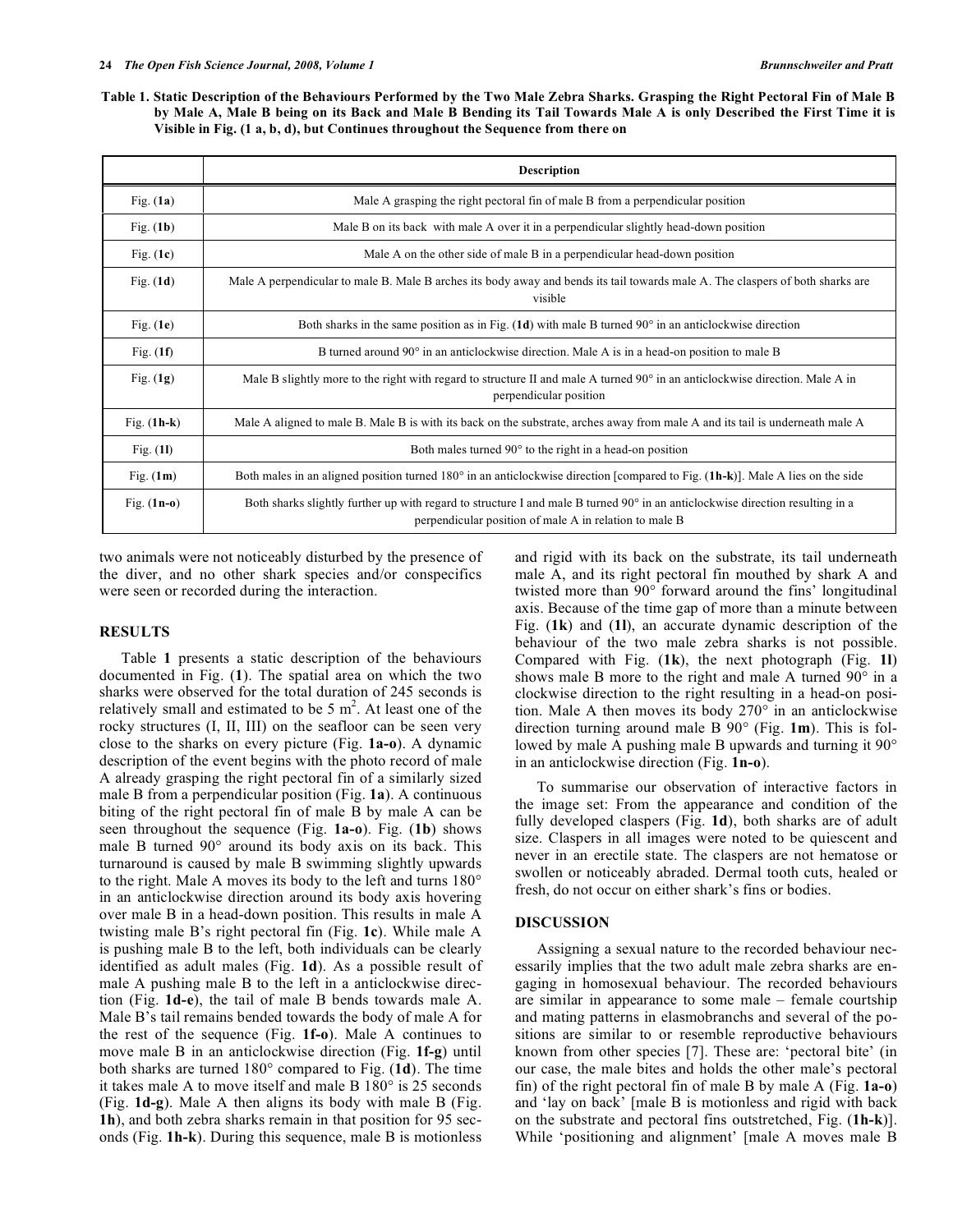**Table 1. Static Description of the Behaviours Performed by the Two Male Zebra Sharks. Grasping the Right Pectoral Fin of Male B by Male A, Male B being on its Back and Male B Bending its Tail Towards Male A is only Described the First Time it is Visible in Fig. (1 a, b, d), but Continues throughout the Sequence from there on**

| | Description |
|---|---|
| Fig. (**1a**) | Male A grasping the right pectoral fin of male B from a perpendicular position |
| Fig. (**1b**) | Male B on its back with male A over it in a perpendicular slightly head-down position |
| Fig. (**1c**) | Male A on the other side of male B in a perpendicular head-down position |
| Fig. (**1d**) | Male A perpendicular to male B. Male B arches its body away and bends its tail towards male A. The claspers of both sharks are visible |
| Fig. (**1e**) | Both sharks in the same position as in Fig. (**1d**) with male B turned 90° in an anticlockwise direction |
| Fig. (**1f**) | B turned around 90° in an anticlockwise direction. Male A is in a head-on position to male B |
| Fig. (**1g**) | Male B slightly more to the right with regard to structure II and male A turned 90° in an anticlockwise direction. Male A in perpendicular position |
| Fig. (**1h-k**) | Male A aligned to male B. Male B is with its back on the substrate, arches away from male A and its tail is underneath male A |
| Fig. (**1l**) | Both males turned 90° to the right in a head-on position |
| Fig. (**1m**) | Both males in an aligned position turned 180° in an anticlockwise direction [compared to Fig. (**1h-k**)]. Male A lies on the side |
| Fig. (**1n-o**) | Both sharks slightly further up with regard to structure I and male B turned 90° in an anticlockwise direction resulting in a perpendicular position of male A in relation to male B |

two animals were not noticeably disturbed by the presence of the diver, and no other shark species and/or conspecifics were seen or recorded during the interaction.

## RESULTS

Table **1** presents a static description of the behaviours documented in Fig. (**1**). The spatial area on which the two sharks were observed for the total duration of 245 seconds is relatively small and estimated to be 5 m$^2$. At least one of the rocky structures (I, II, III) on the seafloor can be seen very close to the sharks on every picture (Fig. **1a-o**). A dynamic description of the event begins with the photo record of male A already grasping the right pectoral fin of a similarly sized male B from a perpendicular position (Fig. **1a**). A continuous biting of the right pectoral fin of male B by male A can be seen throughout the sequence (Fig. **1a-o**). Fig. (**1b**) shows male B turned 90° around its body axis on its back. This turnaround is caused by male B swimming slightly upwards to the right. Male A moves its body to the left and turns 180° in an anticlockwise direction around its body axis hovering over male B in a head-down position. This results in male A twisting male B's right pectoral fin (Fig. **1c**). While male A is pushing male B to the left, both individuals can be clearly identified as adult males (Fig. **1d**). As a possible result of male A pushing male B to the left in a anticlockwise direction (Fig. **1d-e**), the tail of male B bends towards male A. Male B's tail remains bended towards the body of male A for the rest of the sequence (Fig. **1f-o**). Male A continues to move male B in an anticlockwise direction (Fig. **1f-g**) until both sharks are turned 180° compared to Fig. (**1d**). The time it takes male A to move itself and male B 180° is 25 seconds (Fig. **1d-g**). Male A then aligns its body with male B (Fig. **1h**), and both zebra sharks remain in that position for 95 seconds (Fig. **1h-k**). During this sequence, male B is motionless and rigid with its back on the substrate, its tail underneath male A, and its right pectoral fin mouthed by shark A and twisted more than 90° forward around the fins' longitudinal axis. Because of the time gap of more than a minute between Fig. (**1k**) and (**1l**), an accurate dynamic description of the behaviour of the two male zebra sharks is not possible. Compared with Fig. (**1k**), the next photograph (Fig. **1l**) shows male B more to the right and male A turned 90° in a clockwise direction to the right resulting in a head-on position. Male A then moves its body 270° in an anticlockwise direction turning around male B 90° (Fig. **1m**). This is followed by male A pushing male B upwards and turning it 90° in an anticlockwise direction (Fig. **1n-o**).

To summarise our observation of interactive factors in the image set: From the appearance and condition of the fully developed claspers (Fig. **1d**), both sharks are of adult size. Claspers in all images were noted to be quiescent and never in an erectile state. The claspers are not hematose or swollen or noticeably abraded. Dermal tooth cuts, healed or fresh, do not occur on either shark's fins or bodies.

## DISCUSSION

Assigning a sexual nature to the recorded behaviour necessarily implies that the two adult male zebra sharks are engaging in homosexual behaviour. The recorded behaviours are similar in appearance to some male – female courtship and mating patterns in elasmobranchs and several of the positions are similar to or resemble reproductive behaviours known from other species [7]. These are: 'pectoral bite' (in our case, the male bites and holds the other male's pectoral fin) of the right pectoral fin of male B by male A (Fig. **1a-o**) and 'lay on back' [male B is motionless and rigid with back on the substrate and pectoral fins outstretched, Fig. (**1h-k**)]. While 'positioning and alignment' [male A moves male B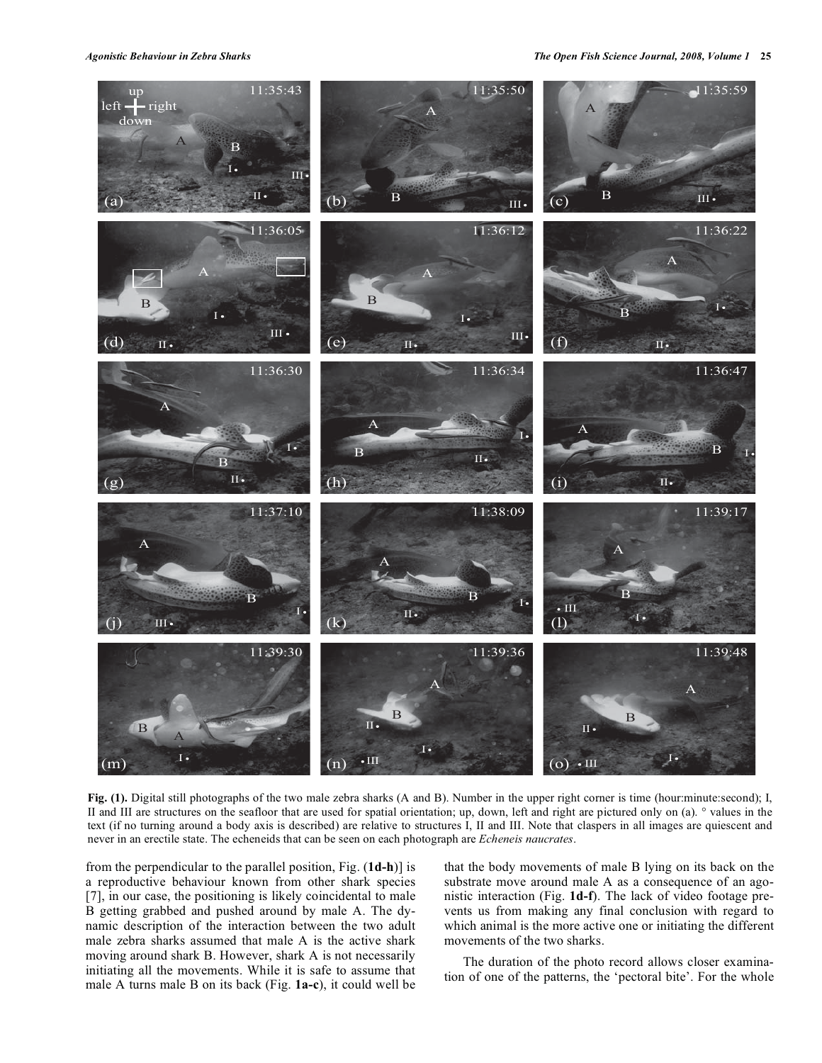Fig. (1). Digital still photographs of the two male zebra sharks (A and B). Number in the upper right corner is time (hour:minute:second); I, II and III are structures on the seafloor that are used for spatial orientation; up, down, left and right are pictured only on (a). ° values in the text (if no turning around a body axis is described) are relative to structures I, II and III. Note that claspers in all images are quiescent and never in an erectile state. The echeneids that can be seen on each photograph are *Echeneis naucrates*.

from the perpendicular to the parallel position, Fig. (**1d-h**)] is a reproductive behaviour known from other shark species [7], in our case, the positioning is likely coincidental to male B getting grabbed and pushed around by male A. The dynamic description of the interaction between the two adult male zebra sharks assumed that male A is the active shark moving around shark B. However, shark A is not necessarily initiating all the movements. While it is safe to assume that male A turns male B on its back (Fig. **1a-c**), it could well be that the body movements of male B lying on its back on the substrate move around male A as a consequence of an agonistic interaction (Fig. **1d-f**). The lack of video footage prevents us from making any final conclusion with regard to which animal is the more active one or initiating the different movements of the two sharks.

The duration of the photo record allows closer examination of one of the patterns, the 'pectoral bite'. For the whole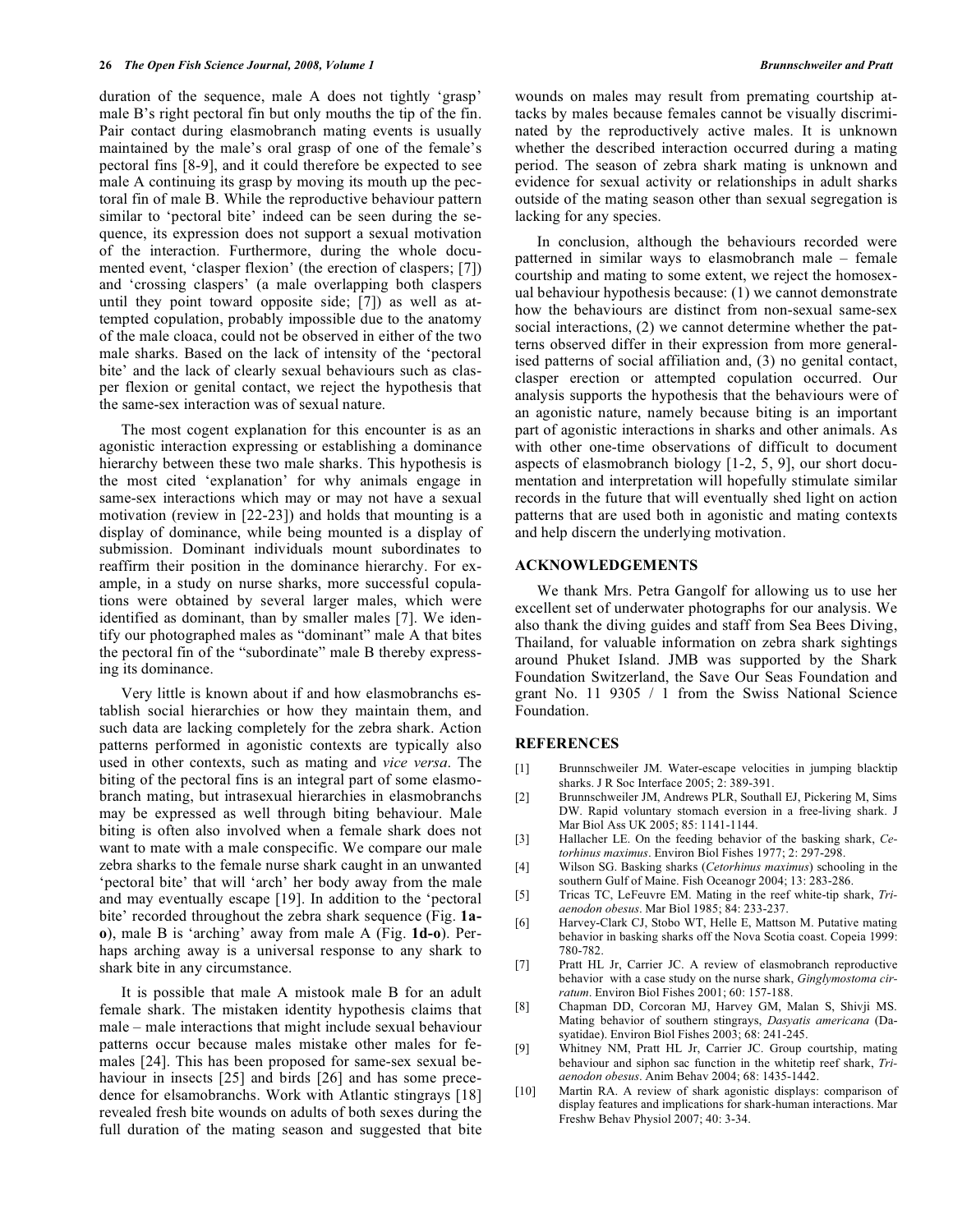duration of the sequence, male A does not tightly 'grasp' male B's right pectoral fin but only mouths the tip of the fin. Pair contact during elasmobranch mating events is usually maintained by the male's oral grasp of one of the female's pectoral fins [8-9], and it could therefore be expected to see male A continuing its grasp by moving its mouth up the pectoral fin of male B. While the reproductive behaviour pattern similar to 'pectoral bite' indeed can be seen during the sequence, its expression does not support a sexual motivation of the interaction. Furthermore, during the whole documented event, 'clasper flexion' (the erection of claspers; [7]) and 'crossing claspers' (a male overlapping both claspers until they point toward opposite side; [7]) as well as attempted copulation, probably impossible due to the anatomy of the male cloaca, could not be observed in either of the two male sharks. Based on the lack of intensity of the 'pectoral bite' and the lack of clearly sexual behaviours such as clasper flexion or genital contact, we reject the hypothesis that the same-sex interaction was of sexual nature.

The most cogent explanation for this encounter is as an agonistic interaction expressing or establishing a dominance hierarchy between these two male sharks. This hypothesis is the most cited 'explanation' for why animals engage in same-sex interactions which may or may not have a sexual motivation (review in [22-23]) and holds that mounting is a display of dominance, while being mounted is a display of submission. Dominant individuals mount subordinates to reaffirm their position in the dominance hierarchy. For example, in a study on nurse sharks, more successful copulations were obtained by several larger males, which were identified as dominant, than by smaller males [7]. We identify our photographed males as "dominant" male A that bites the pectoral fin of the "subordinate" male B thereby expressing its dominance.

Very little is known about if and how elasmobranchs establish social hierarchies or how they maintain them, and such data are lacking completely for the zebra shark. Action patterns performed in agonistic contexts are typically also used in other contexts, such as mating and *vice versa*. The biting of the pectoral fins is an integral part of some elasmobranch mating, but intrasexual hierarchies in elasmobranchs may be expressed as well through biting behaviour. Male biting is often also involved when a female shark does not want to mate with a male conspecific. We compare our male zebra sharks to the female nurse shark caught in an unwanted 'pectoral bite' that will 'arch' her body away from the male and may eventually escape [19]. In addition to the 'pectoral bite' recorded throughout the zebra shark sequence (Fig. **1a-o**), male B is 'arching' away from male A (Fig. **1d-o**). Perhaps arching away is a universal response to any shark to shark bite in any circumstance.

It is possible that male A mistook male B for an adult female shark. The mistaken identity hypothesis claims that male – male interactions that might include sexual behaviour patterns occur because males mistake other males for females [24]. This has been proposed for same-sex sexual behaviour in insects [25] and birds [26] and has some precedence for elsamobranchs. Work with Atlantic stingrays [18] revealed fresh bite wounds on adults of both sexes during the full duration of the mating season and suggested that bite wounds on males may result from premating courtship attacks by males because females cannot be visually discriminated by the reproductively active males. It is unknown whether the described interaction occurred during a mating period. The season of zebra shark mating is unknown and evidence for sexual activity or relationships in adult sharks outside of the mating season other than sexual segregation is lacking for any species.

In conclusion, although the behaviours recorded were patterned in similar ways to elasmobranch male – female courtship and mating to some extent, we reject the homosexual behaviour hypothesis because: (1) we cannot demonstrate how the behaviours are distinct from non-sexual same-sex social interactions, (2) we cannot determine whether the patterns observed differ in their expression from more generalised patterns of social affiliation and, (3) no genital contact, clasper erection or attempted copulation occurred. Our analysis supports the hypothesis that the behaviours were of an agonistic nature, namely because biting is an important part of agonistic interactions in sharks and other animals. As with other one-time observations of difficult to document aspects of elasmobranch biology [1-2, 5, 9], our short documentation and interpretation will hopefully stimulate similar records in the future that will eventually shed light on action patterns that are used both in agonistic and mating contexts and help discern the underlying motivation.

## ACKNOWLEDGEMENTS

We thank Mrs. Petra Gangolf for allowing us to use her excellent set of underwater photographs for our analysis. We also thank the diving guides and staff from Sea Bees Diving, Thailand, for valuable information on zebra shark sightings around Phuket Island. JMB was supported by the Shark Foundation Switzerland, the Save Our Seas Foundation and grant No. 11 9305 / 1 from the Swiss National Science Foundation.

## REFERENCES

[1] Brunnschweiler JM. Water-escape velocities in jumping blacktip sharks. J R Soc Interface 2005; 2: 389-391.

[2] Brunnschweiler JM, Andrews PLR, Southall EJ, Pickering M, Sims DW. Rapid voluntary stomach eversion in a free-living shark. J Mar Biol Ass UK 2005; 85: 1141-1144.

[3] Hallacher LE. On the feeding behavior of the basking shark, *Cetorhinus maximus*. Environ Biol Fishes 1977; 2: 297-298.

[4] Wilson SG. Basking sharks (*Cetorhinus maximus*) schooling in the southern Gulf of Maine. Fish Oceanogr 2004; 13: 283-286.

[5] Tricas TC, LeFeuvre EM. Mating in the reef white-tip shark, *Triaenodon obesus*. Mar Biol 1985; 84: 233-237.

[6] Harvey-Clark CJ, Stobo WT, Helle E, Mattson M. Putative mating behavior in basking sharks off the Nova Scotia coast. Copeia 1999: 780-782.

[7] Pratt HL Jr, Carrier JC. A review of elasmobranch reproductive behavior with a case study on the nurse shark, *Ginglymostoma cirratum*. Environ Biol Fishes 2001; 60: 157-188.

[8] Chapman DD, Corcoran MJ, Harvey GM, Malan S, Shivji MS. Mating behavior of southern stingrays, *Dasyatis americana* (Dasyatidae). Environ Biol Fishes 2003; 68: 241-245.

[9] Whitney NM, Pratt HL Jr, Carrier JC. Group courtship, mating behaviour and siphon sac function in the whitetip reef shark, *Triaenodon obesus*. Anim Behav 2004; 68: 1435-1442.

[10] Martin RA. A review of shark agonistic displays: comparison of display features and implications for shark-human interactions. Mar Freshw Behav Physiol 2007; 40: 3-34.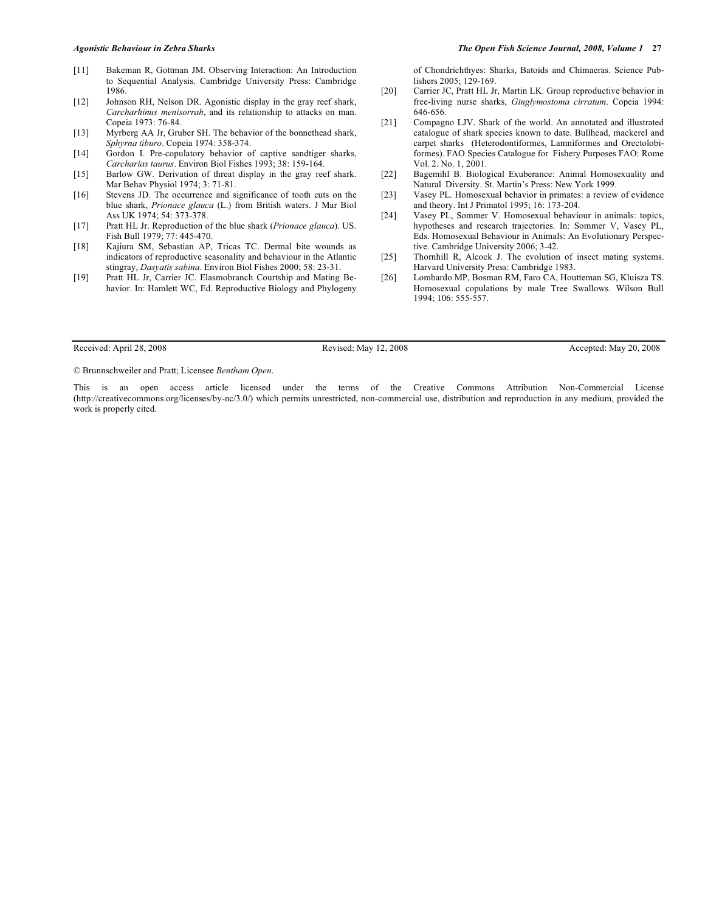[11] Bakeman R, Gottman JM. Observing Interaction: An Introduction to Sequential Analysis. Cambridge University Press: Cambridge 1986.

[12] Johnson RH, Nelson DR. Agonistic display in the gray reef shark, *Carcharhinus menisorrah*, and its relationship to attacks on man. Copeia 1973: 76-84.

[13] Myrberg AA Jr, Gruber SH. The behavior of the bonnethead shark, *Sphyrna tiburo*. Copeia 1974: 358-374.

[14] Gordon I. Pre-copulatory behavior of captive sandtiger sharks, *Carcharias taurus*. Environ Biol Fishes 1993; 38: 159-164.

[15] Barlow GW. Derivation of threat display in the gray reef shark. Mar Behav Physiol 1974; 3: 71-81.

[16] Stevens JD. The occurrence and significance of tooth cuts on the blue shark, *Prionace glauca* (L.) from British waters. J Mar Biol Ass UK 1974; 54: 373-378.

[17] Pratt HL Jr. Reproduction of the blue shark (*Prionace glauca*). US. Fish Bull 1979; 77: 445-470.

[18] Kajiura SM, Sebastian AP, Tricas TC. Dermal bite wounds as indicators of reproductive seasonality and behaviour in the Atlantic stingray, *Dasyatis sabina*. Environ Biol Fishes 2000; 58: 23-31.

[19] Pratt HL Jr, Carrier JC. Elasmobranch Courtship and Mating Behavior. In: Hamlett WC, Ed. Reproductive Biology and Phylogeny of Chondrichthyes: Sharks, Batoids and Chimaeras. Science Publishers 2005; 129-169.

[20] Carrier JC, Pratt HL Jr, Martin LK. Group reproductive behavior in free-living nurse sharks, *Ginglymostoma cirratum*. Copeia 1994: 646-656.

[21] Compagno LJV. Shark of the world. An annotated and illustrated catalogue of shark species known to date. Bullhead, mackerel and carpet sharks (Heterodontiformes, Lamniformes and Orectolobiformes). FAO Species Catalogue for Fishery Purposes FAO: Rome Vol. 2. No. 1, 2001.

[22] Bagemihl B. Biological Exuberance: Animal Homosexuality and Natural Diversity. St. Martin's Press: New York 1999.

[23] Vasey PL. Homosexual behavior in primates: a review of evidence and theory. Int J Primatol 1995; 16: 173-204.

[24] Vasey PL, Sommer V. Homosexual behaviour in animals: topics, hypotheses and research trajectories. In: Sommer V, Vasey PL, Eds. Homosexual Behaviour in Animals: An Evolutionary Perspective. Cambridge University 2006; 3-42.

[25] Thornhill R, Alcock J. The evolution of insect mating systems. Harvard University Press: Cambridge 1983.

[26] Lombardo MP, Bosman RM, Faro CA, Houtteman SG, Kluisza TS. Homosexual copulations by male Tree Swallows. Wilson Bull 1994; 106: 555-557.

Received: April 28, 2008 Revised: May 12, 2008 Accepted: May 20, 2008

© Brunnschweiler and Pratt; Licensee *Bentham Open*.

This is an open access article licensed under the terms of the Creative Commons Attribution Non-Commercial License (http://creativecommons.org/licenses/by-nc/3.0/) which permits unrestricted, non-commercial use, distribution and reproduction in any medium, provided the work is properly cited.